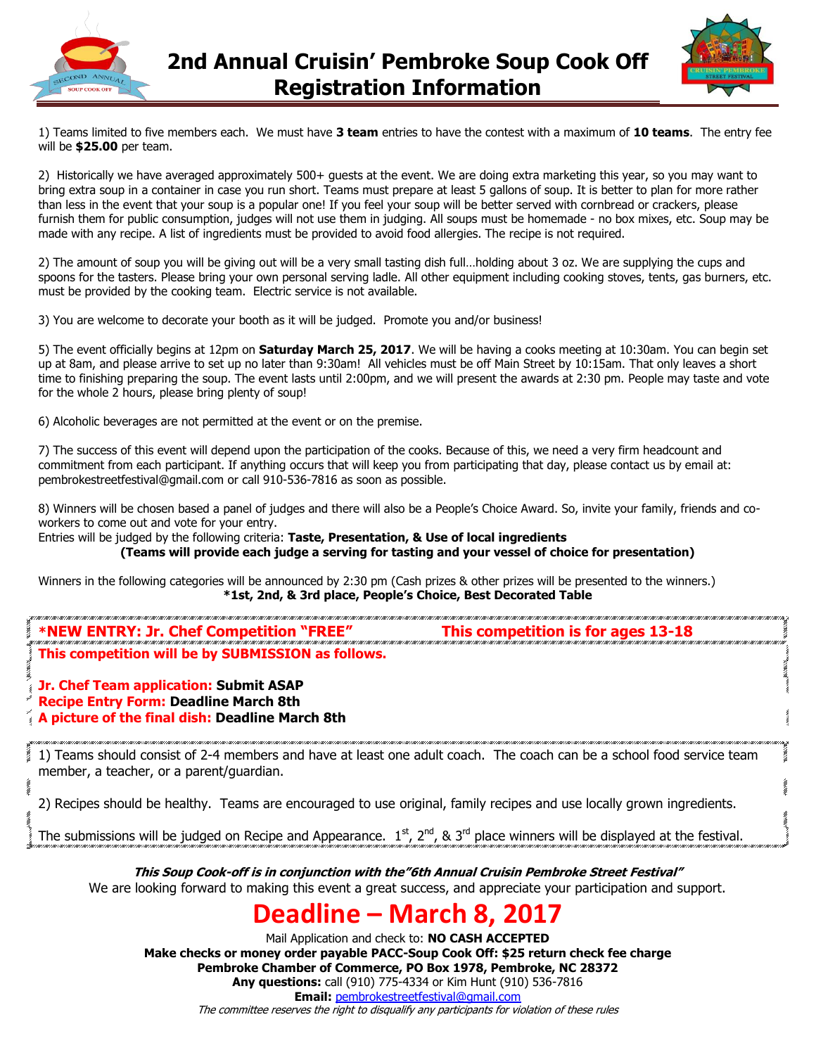# 2nd Annual Cruisin' Pembroke Soup Cook Off Registration Information

1) Teams limited to five members each. We must have **3 team** entries to have the contest with a maximum of **10 teams**. The entry fee will be **$25.00** per team.

2) Historically we have averaged approximately 500+ guests at the event. We are doing extra marketing this year, so you may want to bring extra soup in a container in case you run short. Teams must prepare at least 5 gallons of soup. It is better to plan for more rather than less in the event that your soup is a popular one! If you feel your soup will be better served with cornbread or crackers, please furnish them for public consumption, judges will not use them in judging. All soups must be homemade - no box mixes, etc. Soup may be made with any recipe. A list of ingredients must be provided to avoid food allergies. The recipe is not required.

2) The amount of soup you will be giving out will be a very small tasting dish full…holding about 3 oz. We are supplying the cups and spoons for the tasters. Please bring your own personal serving ladle. All other equipment including cooking stoves, tents, gas burners, etc. must be provided by the cooking team. Electric service is not available.

3) You are welcome to decorate your booth as it will be judged. Promote you and/or business!

5) The event officially begins at 12pm on **Saturday March 25, 2017**. We will be having a cooks meeting at 10:30am. You can begin set up at 8am, and please arrive to set up no later than 9:30am! All vehicles must be off Main Street by 10:15am. That only leaves a short time to finishing preparing the soup. The event lasts until 2:00pm, and we will present the awards at 2:30 pm. People may taste and vote for the whole 2 hours, please bring plenty of soup!

6) Alcoholic beverages are not permitted at the event or on the premise.

7) The success of this event will depend upon the participation of the cooks. Because of this, we need a very firm headcount and commitment from each participant. If anything occurs that will keep you from participating that day, please contact us by email at: pembrokestreetfestival@gmail.com or call 910-536-7816 as soon as possible.

8) Winners will be chosen based a panel of judges and there will also be a People's Choice Award. So, invite your family, friends and co-workers to come out and vote for your entry.
Entries will be judged by the following criteria: **Taste, Presentation, & Use of local ingredients**
**(Teams will provide each judge a serving for tasting and your vessel of choice for presentation)**

Winners in the following categories will be announced by 2:30 pm (Cash prizes & other prizes will be presented to the winners.)
**\*1st, 2nd, & 3rd place, People's Choice, Best Decorated Table**

**\*NEW ENTRY: Jr. Chef Competition "FREE"** **This competition is for ages 13-18**

**This competition will be by SUBMISSION as follows.**

**Jr. Chef Team application: Submit ASAP**
**Recipe Entry Form: Deadline March 8th**
**A picture of the final dish: Deadline March 8th**

1) Teams should consist of 2-4 members and have at least one adult coach. The coach can be a school food service team member, a teacher, or a parent/guardian.

2) Recipes should be healthy. Teams are encouraged to use original, family recipes and use locally grown ingredients.

The submissions will be judged on Recipe and Appearance. 1st, 2nd, & 3rd place winners will be displayed at the festival.

***This Soup Cook-off is in conjunction with the"6th Annual Cruisin Pembroke Street Festival"***
We are looking forward to making this event a great success, and appreciate your participation and support.

# Deadline – March 8, 2017

Mail Application and check to: **NO CASH ACCEPTED**
**Make checks or money order payable PACC-Soup Cook Off: $25 return check fee charge**
**Pembroke Chamber of Commerce, PO Box 1978, Pembroke, NC 28372**
**Any questions:** call (910) 775-4334 or Kim Hunt (910) 536-7816
**Email:** pembrokestreetfestival@gmail.com
*The committee reserves the right to disqualify any participants for violation of these rules*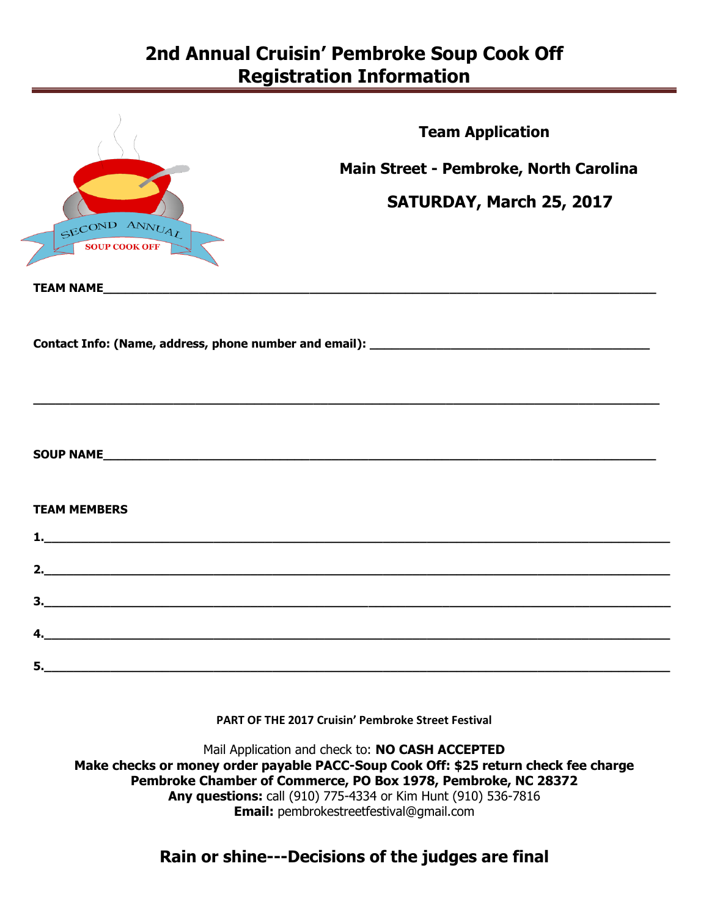# 2nd Annual Cruisin' Pembroke Soup Cook Off
# Registration Information

**Team Application**

**Main Street - Pembroke, North Carolina**

**SATURDAY, March 25, 2017**

**TEAM NAME**\_\_\_\_\_\_\_\_\_\_\_\_\_\_\_\_\_\_\_\_\_\_\_\_\_\_\_\_\_\_\_\_\_\_\_\_\_\_\_\_\_\_\_\_\_\_\_\_\_\_\_\_\_\_\_\_\_\_\_\_

**Contact Info: (Name, address, phone number and email):** \_\_\_\_\_\_\_\_\_\_\_\_\_\_\_\_\_\_\_\_\_\_\_\_\_\_\_\_\_\_

\_\_\_\_\_\_\_\_\_\_\_\_\_\_\_\_\_\_\_\_\_\_\_\_\_\_\_\_\_\_\_\_\_\_\_\_\_\_\_\_\_\_\_\_\_\_\_\_\_\_\_\_\_\_\_\_\_\_\_\_\_\_\_\_\_\_\_\_\_\_\_\_

**SOUP NAME**\_\_\_\_\_\_\_\_\_\_\_\_\_\_\_\_\_\_\_\_\_\_\_\_\_\_\_\_\_\_\_\_\_\_\_\_\_\_\_\_\_\_\_\_\_\_\_\_\_\_\_\_\_\_\_\_\_\_\_\_

**TEAM MEMBERS**

**1.**\_\_\_\_\_\_\_\_\_\_\_\_\_\_\_\_\_\_\_\_\_\_\_\_\_\_\_\_\_\_\_\_\_\_\_\_\_\_\_\_\_\_\_\_\_\_\_\_\_\_\_\_\_\_\_\_\_\_\_\_\_\_\_\_\_\_\_\_

**2.**\_\_\_\_\_\_\_\_\_\_\_\_\_\_\_\_\_\_\_\_\_\_\_\_\_\_\_\_\_\_\_\_\_\_\_\_\_\_\_\_\_\_\_\_\_\_\_\_\_\_\_\_\_\_\_\_\_\_\_\_\_\_\_\_\_\_\_\_

**3.**\_\_\_\_\_\_\_\_\_\_\_\_\_\_\_\_\_\_\_\_\_\_\_\_\_\_\_\_\_\_\_\_\_\_\_\_\_\_\_\_\_\_\_\_\_\_\_\_\_\_\_\_\_\_\_\_\_\_\_\_\_\_\_\_\_\_\_\_

**4.**\_\_\_\_\_\_\_\_\_\_\_\_\_\_\_\_\_\_\_\_\_\_\_\_\_\_\_\_\_\_\_\_\_\_\_\_\_\_\_\_\_\_\_\_\_\_\_\_\_\_\_\_\_\_\_\_\_\_\_\_\_\_\_\_\_\_\_\_

**5.**\_\_\_\_\_\_\_\_\_\_\_\_\_\_\_\_\_\_\_\_\_\_\_\_\_\_\_\_\_\_\_\_\_\_\_\_\_\_\_\_\_\_\_\_\_\_\_\_\_\_\_\_\_\_\_\_\_\_\_\_\_\_\_\_\_\_\_\_

**PART OF THE 2017 Cruisin' Pembroke Street Festival**

Mail Application and check to: **NO CASH ACCEPTED**
**Make checks or money order payable PACC-Soup Cook Off: $25 return check fee charge**
**Pembroke Chamber of Commerce, PO Box 1978, Pembroke, NC 28372**
**Any questions:** call (910) 775-4334 or Kim Hunt (910) 536-7816
**Email:** pembrokestreetfestival@gmail.com

## Rain or shine---Decisions of the judges are final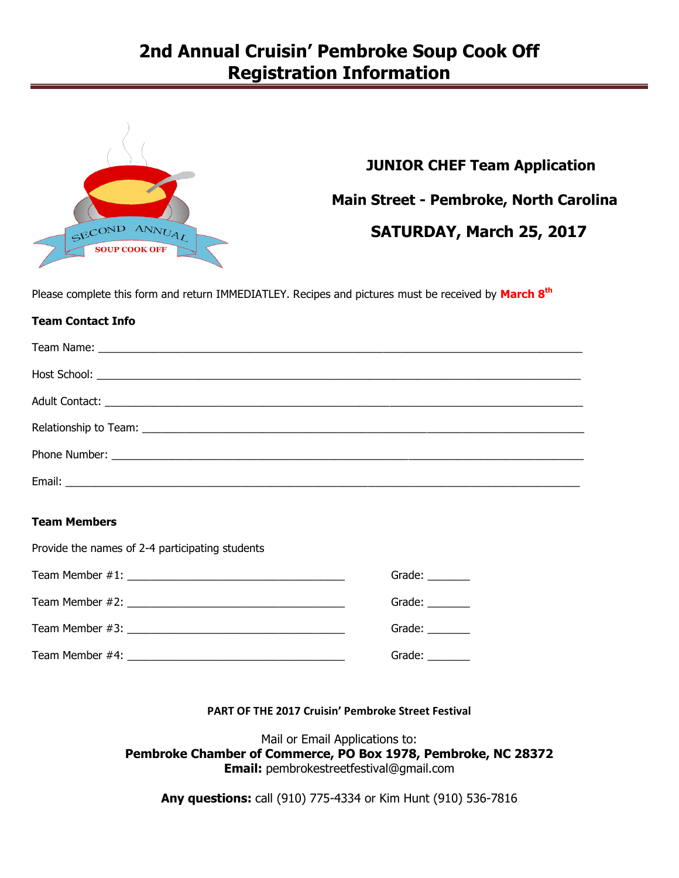# 2nd Annual Cruisin' Pembroke Soup Cook Off
# Registration Information

**JUNIOR CHEF Team Application**

**Main Street - Pembroke, North Carolina**

**SATURDAY, March 25, 2017**

Please complete this form and return IMMEDIATLEY. Recipes and pictures must be received by **March 8th**

**Team Contact Info**

Team Name: ______________________________________________________________________________

Host School: ______________________________________________________________________________

Adult Contact: ______________________________________________________________________________

Relationship to Team: ________________________________________________________________________

Phone Number: _____________________________________________________________________________

Email: _____________________________________________________________________________________

**Team Members**

Provide the names of 2-4 participating students

Team Member #1: ____________________________________ Grade: _______

Team Member #2: ____________________________________ Grade: _______

Team Member #3: ____________________________________ Grade: _______

Team Member #4: ____________________________________ Grade: _______

**PART OF THE 2017 Cruisin' Pembroke Street Festival**

Mail or Email Applications to:
**Pembroke Chamber of Commerce, PO Box 1978, Pembroke, NC 28372**
**Email:** pembrokestreetfestival@gmail.com

**Any questions:** call (910) 775-4334 or Kim Hunt (910) 536-7816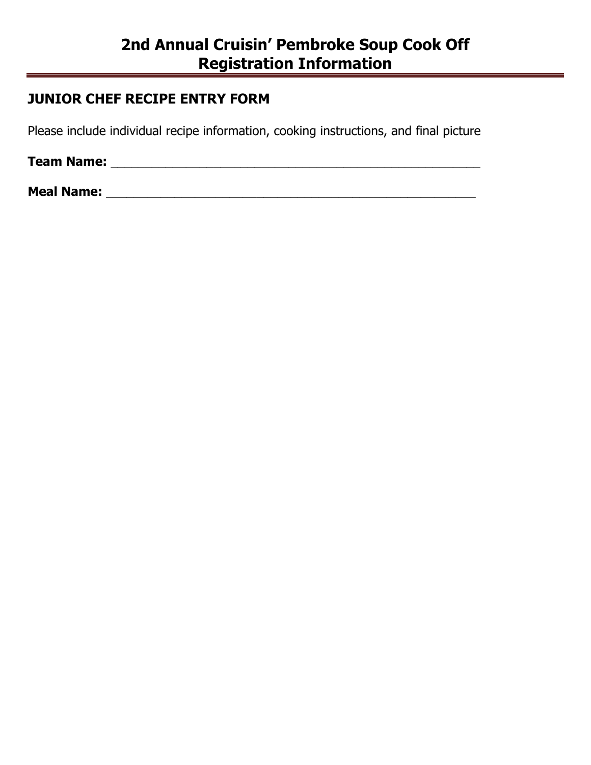# 2nd Annual Cruisin' Pembroke Soup Cook Off
# Registration Information

## JUNIOR CHEF RECIPE ENTRY FORM

Please include individual recipe information, cooking instructions, and final picture

**Team Name:** ______________________________________________________

**Meal Name:** ______________________________________________________